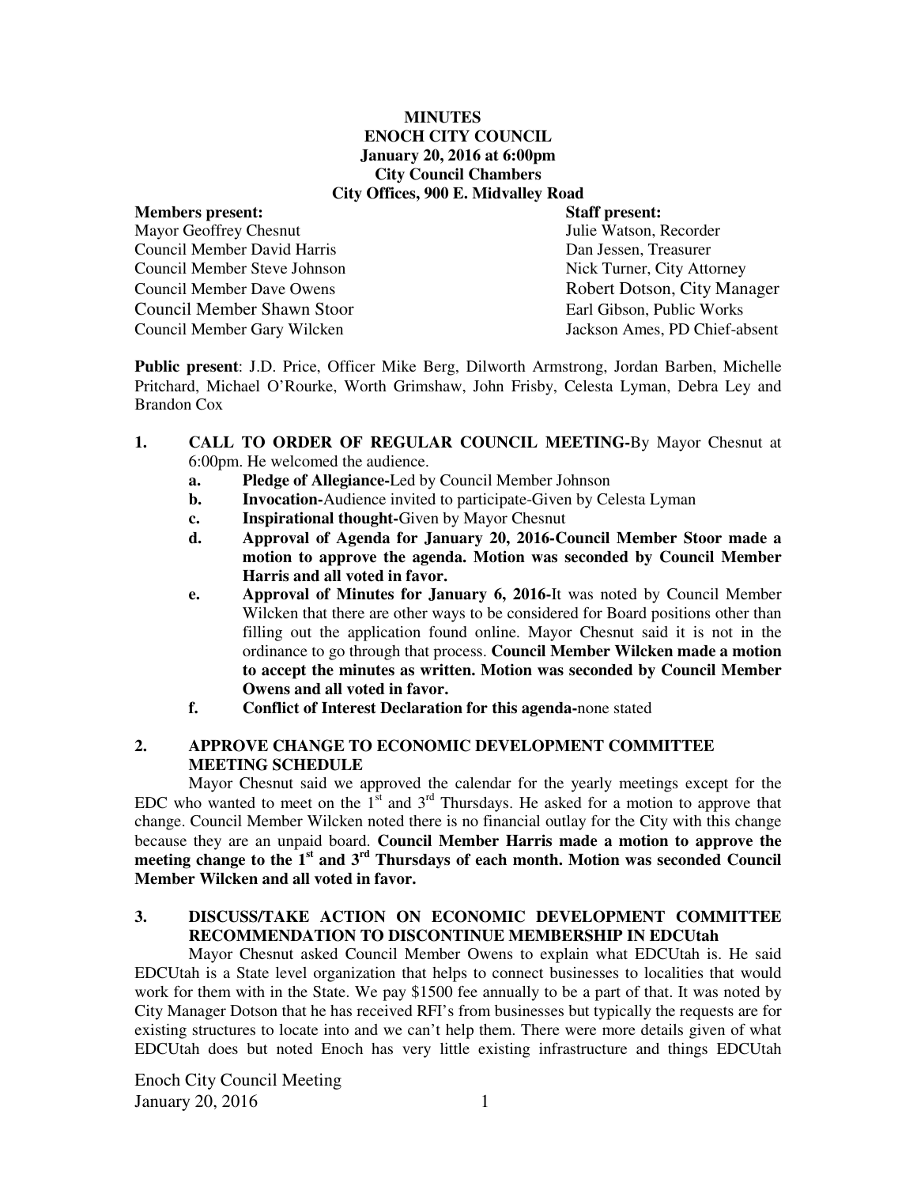**MINUTES**
**ENOCH CITY COUNCIL**
**January 20, 2016 at 6:00pm**
**City Council Chambers**
**City Offices, 900 E. Midvalley Road**

| **Members present:** | **Staff present:** |
|---|---|
| Mayor Geoffrey Chesnut | Julie Watson, Recorder |
| Council Member David Harris | Dan Jessen, Treasurer |
| Council Member Steve Johnson | Nick Turner, City Attorney |
| Council Member Dave Owens | Robert Dotson, City Manager |
| Council Member Shawn Stoor | Earl Gibson, Public Works |
| Council Member Gary Wilcken | Jackson Ames, PD Chief-absent |

**Public present**: J.D. Price, Officer Mike Berg, Dilworth Armstrong, Jordan Barben, Michelle Pritchard, Michael O'Rourke, Worth Grimshaw, John Frisby, Celesta Lyman, Debra Ley and Brandon Cox

1. **CALL TO ORDER OF REGULAR COUNCIL MEETING-**By Mayor Chesnut at 6:00pm. He welcomed the audience.
   a. **Pledge of Allegiance-**Led by Council Member Johnson
   b. **Invocation-**Audience invited to participate-Given by Celesta Lyman
   c. **Inspirational thought-**Given by Mayor Chesnut
   d. **Approval of Agenda for January 20, 2016-Council Member Stoor made a motion to approve the agenda. Motion was seconded by Council Member Harris and all voted in favor.**
   e. **Approval of Minutes for January 6, 2016-**It was noted by Council Member Wilcken that there are other ways to be considered for Board positions other than filling out the application found online. Mayor Chesnut said it is not in the ordinance to go through that process. **Council Member Wilcken made a motion to accept the minutes as written. Motion was seconded by Council Member Owens and all voted in favor.**
   f. **Conflict of Interest Declaration for this agenda-**none stated

2. **APPROVE CHANGE TO ECONOMIC DEVELOPMENT COMMITTEE MEETING SCHEDULE**

Mayor Chesnut said we approved the calendar for the yearly meetings except for the EDC who wanted to meet on the 1st and 3rd Thursdays. He asked for a motion to approve that change. Council Member Wilcken noted there is no financial outlay for the City with this change because they are an unpaid board. **Council Member Harris made a motion to approve the meeting change to the 1st and 3rd Thursdays of each month. Motion was seconded Council Member Wilcken and all voted in favor.**

3. **DISCUSS/TAKE ACTION ON ECONOMIC DEVELOPMENT COMMITTEE RECOMMENDATION TO DISCONTINUE MEMBERSHIP IN EDCUtah**

Mayor Chesnut asked Council Member Owens to explain what EDCUtah is. He said EDCUtah is a State level organization that helps to connect businesses to localities that would work for them with in the State. We pay $1500 fee annually to be a part of that. It was noted by City Manager Dotson that he has received RFI's from businesses but typically the requests are for existing structures to locate into and we can't help them. There were more details given of what EDCUtah does but noted Enoch has very little existing infrastructure and things EDCUtah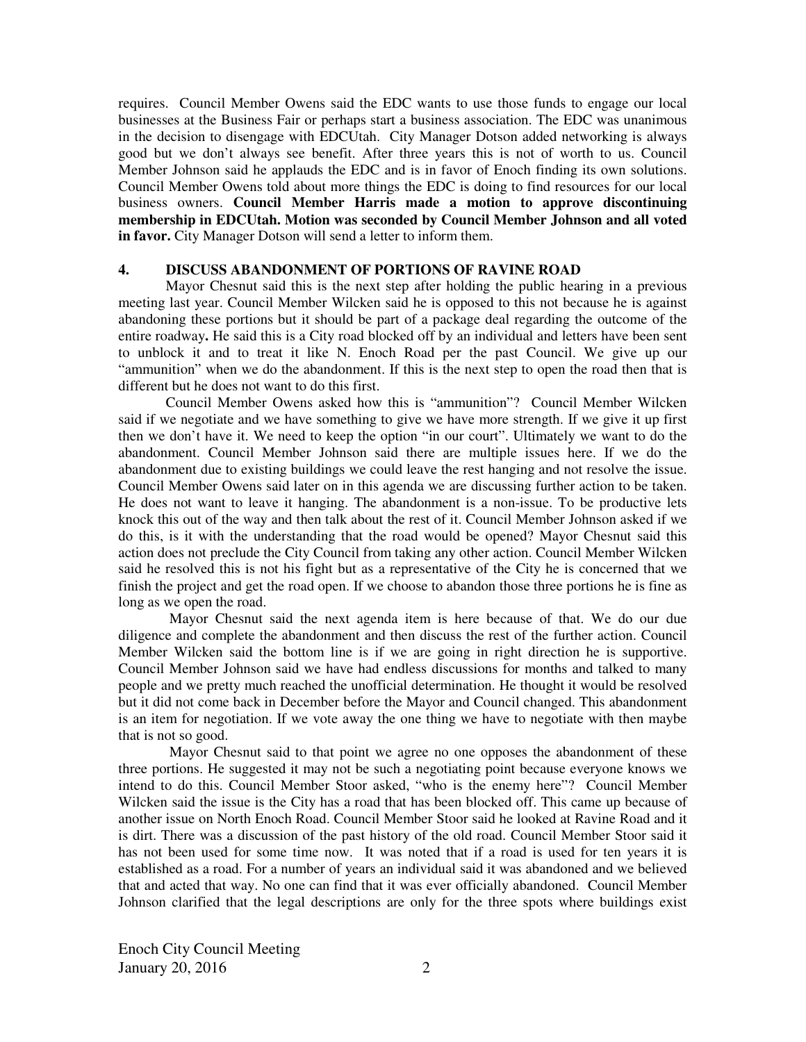requires. Council Member Owens said the EDC wants to use those funds to engage our local businesses at the Business Fair or perhaps start a business association. The EDC was unanimous in the decision to disengage with EDCUtah. City Manager Dotson added networking is always good but we don't always see benefit. After three years this is not of worth to us. Council Member Johnson said he applauds the EDC and is in favor of Enoch finding its own solutions. Council Member Owens told about more things the EDC is doing to find resources for our local business owners. **Council Member Harris made a motion to approve discontinuing membership in EDCUtah. Motion was seconded by Council Member Johnson and all voted in favor.** City Manager Dotson will send a letter to inform them.

## 4. DISCUSS ABANDONMENT OF PORTIONS OF RAVINE ROAD

Mayor Chesnut said this is the next step after holding the public hearing in a previous meeting last year. Council Member Wilcken said he is opposed to this not because he is against abandoning these portions but it should be part of a package deal regarding the outcome of the entire roadway**.** He said this is a City road blocked off by an individual and letters have been sent to unblock it and to treat it like N. Enoch Road per the past Council. We give up our "ammunition" when we do the abandonment. If this is the next step to open the road then that is different but he does not want to do this first.

Council Member Owens asked how this is "ammunition"? Council Member Wilcken said if we negotiate and we have something to give we have more strength. If we give it up first then we don't have it. We need to keep the option "in our court". Ultimately we want to do the abandonment. Council Member Johnson said there are multiple issues here. If we do the abandonment due to existing buildings we could leave the rest hanging and not resolve the issue. Council Member Owens said later on in this agenda we are discussing further action to be taken. He does not want to leave it hanging. The abandonment is a non-issue. To be productive lets knock this out of the way and then talk about the rest of it. Council Member Johnson asked if we do this, is it with the understanding that the road would be opened? Mayor Chesnut said this action does not preclude the City Council from taking any other action. Council Member Wilcken said he resolved this is not his fight but as a representative of the City he is concerned that we finish the project and get the road open. If we choose to abandon those three portions he is fine as long as we open the road.

Mayor Chesnut said the next agenda item is here because of that. We do our due diligence and complete the abandonment and then discuss the rest of the further action. Council Member Wilcken said the bottom line is if we are going in right direction he is supportive. Council Member Johnson said we have had endless discussions for months and talked to many people and we pretty much reached the unofficial determination. He thought it would be resolved but it did not come back in December before the Mayor and Council changed. This abandonment is an item for negotiation. If we vote away the one thing we have to negotiate with then maybe that is not so good.

Mayor Chesnut said to that point we agree no one opposes the abandonment of these three portions. He suggested it may not be such a negotiating point because everyone knows we intend to do this. Council Member Stoor asked, "who is the enemy here"? Council Member Wilcken said the issue is the City has a road that has been blocked off. This came up because of another issue on North Enoch Road. Council Member Stoor said he looked at Ravine Road and it is dirt. There was a discussion of the past history of the old road. Council Member Stoor said it has not been used for some time now. It was noted that if a road is used for ten years it is established as a road. For a number of years an individual said it was abandoned and we believed that and acted that way. No one can find that it was ever officially abandoned. Council Member Johnson clarified that the legal descriptions are only for the three spots where buildings exist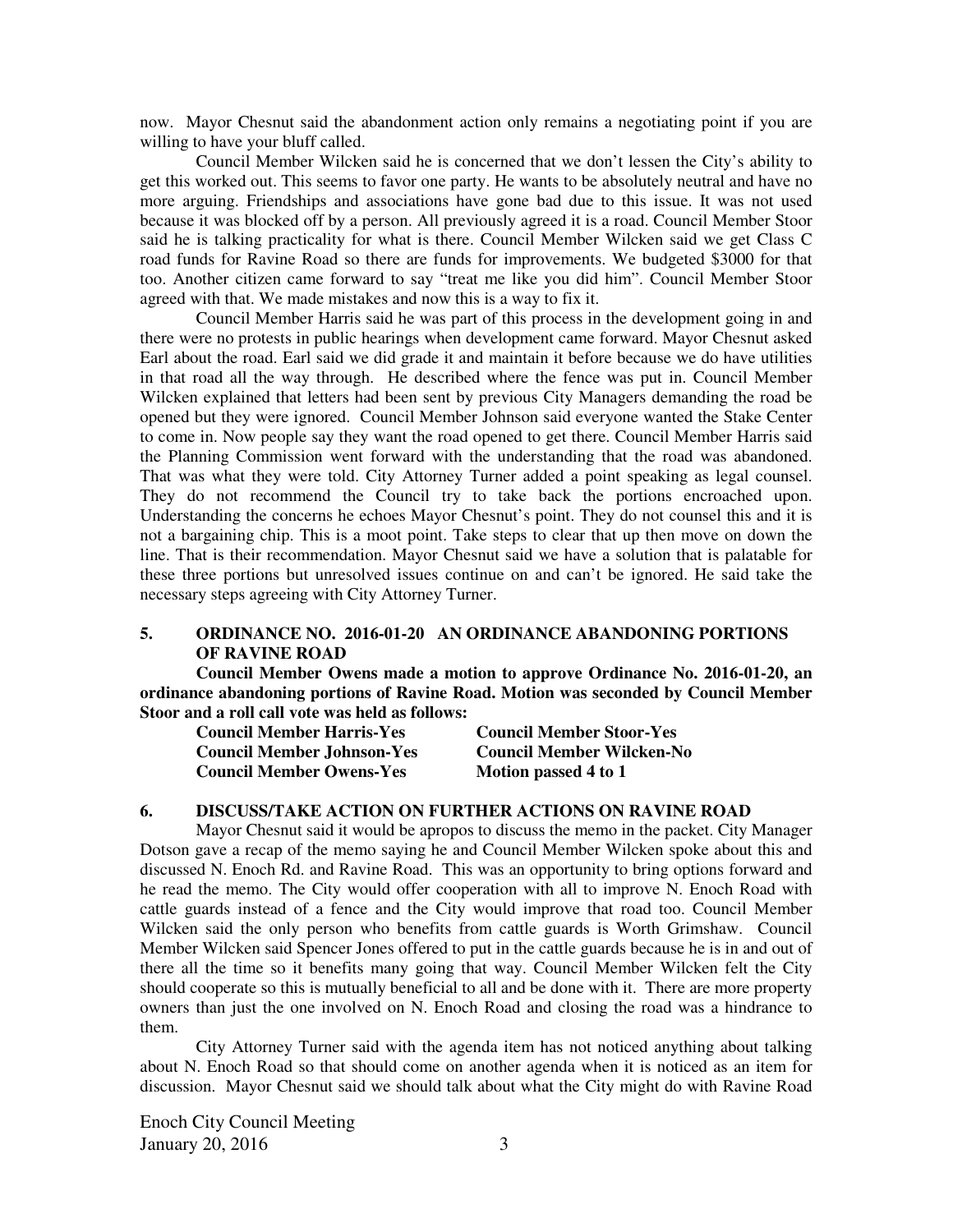now. Mayor Chesnut said the abandonment action only remains a negotiating point if you are willing to have your bluff called.

Council Member Wilcken said he is concerned that we don't lessen the City's ability to get this worked out. This seems to favor one party. He wants to be absolutely neutral and have no more arguing. Friendships and associations have gone bad due to this issue. It was not used because it was blocked off by a person. All previously agreed it is a road. Council Member Stoor said he is talking practicality for what is there. Council Member Wilcken said we get Class C road funds for Ravine Road so there are funds for improvements. We budgeted $3000 for that too. Another citizen came forward to say "treat me like you did him". Council Member Stoor agreed with that. We made mistakes and now this is a way to fix it.

Council Member Harris said he was part of this process in the development going in and there were no protests in public hearings when development came forward. Mayor Chesnut asked Earl about the road. Earl said we did grade it and maintain it before because we do have utilities in that road all the way through. He described where the fence was put in. Council Member Wilcken explained that letters had been sent by previous City Managers demanding the road be opened but they were ignored. Council Member Johnson said everyone wanted the Stake Center to come in. Now people say they want the road opened to get there. Council Member Harris said the Planning Commission went forward with the understanding that the road was abandoned. That was what they were told. City Attorney Turner added a point speaking as legal counsel. They do not recommend the Council try to take back the portions encroached upon. Understanding the concerns he echoes Mayor Chesnut's point. They do not counsel this and it is not a bargaining chip. This is a moot point. Take steps to clear that up then move on down the line. That is their recommendation. Mayor Chesnut said we have a solution that is palatable for these three portions but unresolved issues continue on and can't be ignored. He said take the necessary steps agreeing with City Attorney Turner.

## 5. ORDINANCE NO. 2016-01-20 AN ORDINANCE ABANDONING PORTIONS OF RAVINE ROAD

**Council Member Owens made a motion to approve Ordinance No. 2016-01-20, an ordinance abandoning portions of Ravine Road. Motion was seconded by Council Member Stoor and a roll call vote was held as follows:**

| | |
|---|---|
| **Council Member Harris-Yes** | **Council Member Stoor-Yes** |
| **Council Member Johnson-Yes** | **Council Member Wilcken-No** |
| **Council Member Owens-Yes** | **Motion passed 4 to 1** |

## 6. DISCUSS/TAKE ACTION ON FURTHER ACTIONS ON RAVINE ROAD

Mayor Chesnut said it would be apropos to discuss the memo in the packet. City Manager Dotson gave a recap of the memo saying he and Council Member Wilcken spoke about this and discussed N. Enoch Rd. and Ravine Road. This was an opportunity to bring options forward and he read the memo. The City would offer cooperation with all to improve N. Enoch Road with cattle guards instead of a fence and the City would improve that road too. Council Member Wilcken said the only person who benefits from cattle guards is Worth Grimshaw. Council Member Wilcken said Spencer Jones offered to put in the cattle guards because he is in and out of there all the time so it benefits many going that way. Council Member Wilcken felt the City should cooperate so this is mutually beneficial to all and be done with it. There are more property owners than just the one involved on N. Enoch Road and closing the road was a hindrance to them.

City Attorney Turner said with the agenda item has not noticed anything about talking about N. Enoch Road so that should come on another agenda when it is noticed as an item for discussion. Mayor Chesnut said we should talk about what the City might do with Ravine Road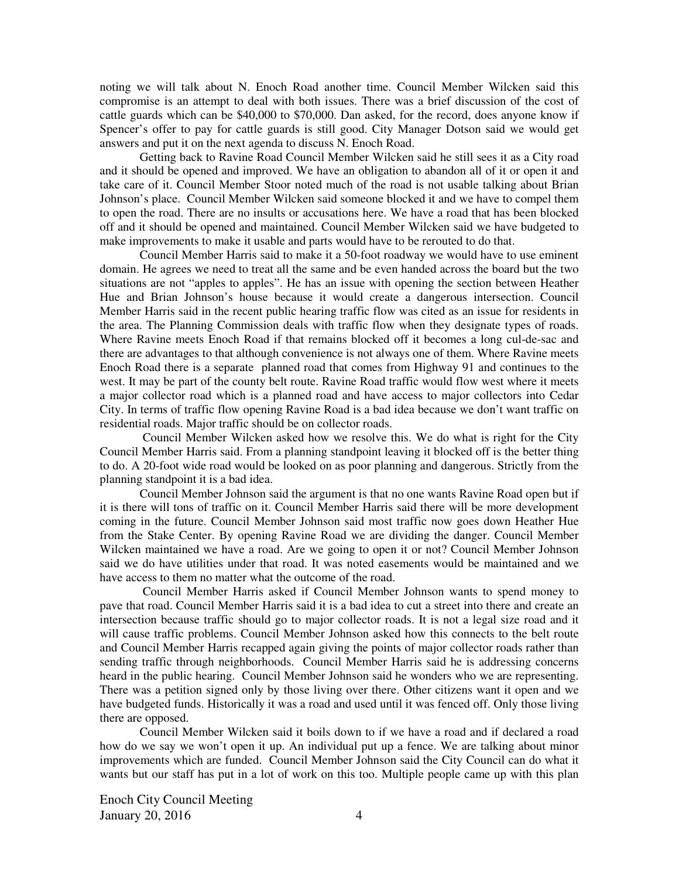noting we will talk about N. Enoch Road another time. Council Member Wilcken said this compromise is an attempt to deal with both issues. There was a brief discussion of the cost of cattle guards which can be $40,000 to $70,000. Dan asked, for the record, does anyone know if Spencer's offer to pay for cattle guards is still good. City Manager Dotson said we would get answers and put it on the next agenda to discuss N. Enoch Road.

Getting back to Ravine Road Council Member Wilcken said he still sees it as a City road and it should be opened and improved. We have an obligation to abandon all of it or open it and take care of it. Council Member Stoor noted much of the road is not usable talking about Brian Johnson's place. Council Member Wilcken said someone blocked it and we have to compel them to open the road. There are no insults or accusations here. We have a road that has been blocked off and it should be opened and maintained. Council Member Wilcken said we have budgeted to make improvements to make it usable and parts would have to be rerouted to do that.

Council Member Harris said to make it a 50-foot roadway we would have to use eminent domain. He agrees we need to treat all the same and be even handed across the board but the two situations are not "apples to apples". He has an issue with opening the section between Heather Hue and Brian Johnson's house because it would create a dangerous intersection. Council Member Harris said in the recent public hearing traffic flow was cited as an issue for residents in the area. The Planning Commission deals with traffic flow when they designate types of roads. Where Ravine meets Enoch Road if that remains blocked off it becomes a long cul-de-sac and there are advantages to that although convenience is not always one of them. Where Ravine meets Enoch Road there is a separate planned road that comes from Highway 91 and continues to the west. It may be part of the county belt route. Ravine Road traffic would flow west where it meets a major collector road which is a planned road and have access to major collectors into Cedar City. In terms of traffic flow opening Ravine Road is a bad idea because we don't want traffic on residential roads. Major traffic should be on collector roads.

Council Member Wilcken asked how we resolve this. We do what is right for the City Council Member Harris said. From a planning standpoint leaving it blocked off is the better thing to do. A 20-foot wide road would be looked on as poor planning and dangerous. Strictly from the planning standpoint it is a bad idea.

Council Member Johnson said the argument is that no one wants Ravine Road open but if it is there will tons of traffic on it. Council Member Harris said there will be more development coming in the future. Council Member Johnson said most traffic now goes down Heather Hue from the Stake Center. By opening Ravine Road we are dividing the danger. Council Member Wilcken maintained we have a road. Are we going to open it or not? Council Member Johnson said we do have utilities under that road. It was noted easements would be maintained and we have access to them no matter what the outcome of the road.

Council Member Harris asked if Council Member Johnson wants to spend money to pave that road. Council Member Harris said it is a bad idea to cut a street into there and create an intersection because traffic should go to major collector roads. It is not a legal size road and it will cause traffic problems. Council Member Johnson asked how this connects to the belt route and Council Member Harris recapped again giving the points of major collector roads rather than sending traffic through neighborhoods. Council Member Harris said he is addressing concerns heard in the public hearing. Council Member Johnson said he wonders who we are representing. There was a petition signed only by those living over there. Other citizens want it open and we have budgeted funds. Historically it was a road and used until it was fenced off. Only those living there are opposed.

Council Member Wilcken said it boils down to if we have a road and if declared a road how do we say we won't open it up. An individual put up a fence. We are talking about minor improvements which are funded. Council Member Johnson said the City Council can do what it wants but our staff has put in a lot of work on this too. Multiple people came up with this plan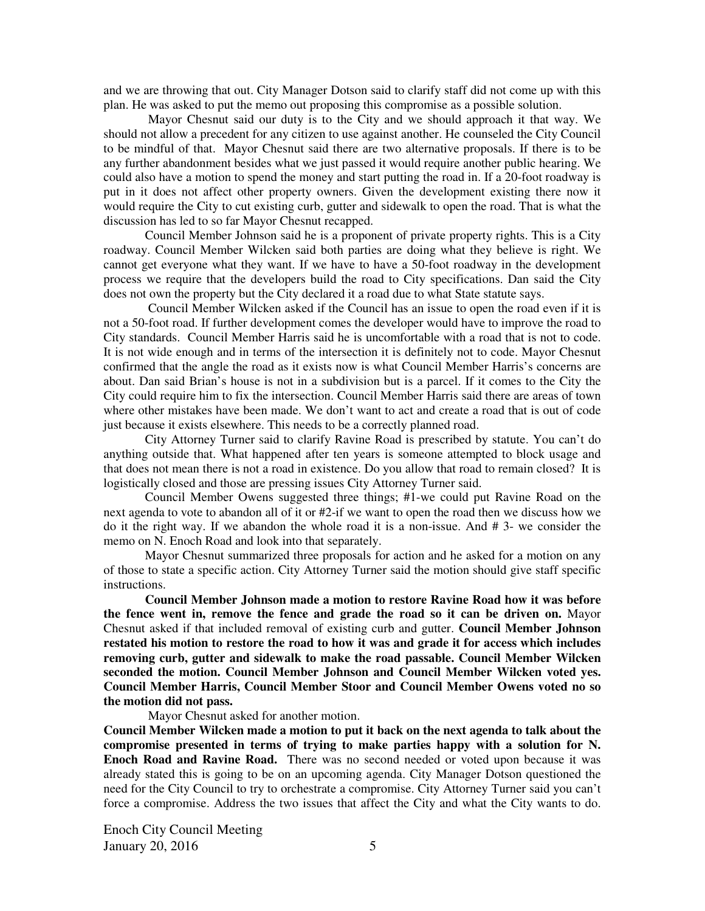and we are throwing that out. City Manager Dotson said to clarify staff did not come up with this plan. He was asked to put the memo out proposing this compromise as a possible solution.

Mayor Chesnut said our duty is to the City and we should approach it that way. We should not allow a precedent for any citizen to use against another. He counseled the City Council to be mindful of that. Mayor Chesnut said there are two alternative proposals. If there is to be any further abandonment besides what we just passed it would require another public hearing. We could also have a motion to spend the money and start putting the road in. If a 20-foot roadway is put in it does not affect other property owners. Given the development existing there now it would require the City to cut existing curb, gutter and sidewalk to open the road. That is what the discussion has led to so far Mayor Chesnut recapped.

Council Member Johnson said he is a proponent of private property rights. This is a City roadway. Council Member Wilcken said both parties are doing what they believe is right. We cannot get everyone what they want. If we have to have a 50-foot roadway in the development process we require that the developers build the road to City specifications. Dan said the City does not own the property but the City declared it a road due to what State statute says.

Council Member Wilcken asked if the Council has an issue to open the road even if it is not a 50-foot road. If further development comes the developer would have to improve the road to City standards. Council Member Harris said he is uncomfortable with a road that is not to code. It is not wide enough and in terms of the intersection it is definitely not to code. Mayor Chesnut confirmed that the angle the road as it exists now is what Council Member Harris's concerns are about. Dan said Brian's house is not in a subdivision but is a parcel. If it comes to the City the City could require him to fix the intersection. Council Member Harris said there are areas of town where other mistakes have been made. We don't want to act and create a road that is out of code just because it exists elsewhere. This needs to be a correctly planned road.

City Attorney Turner said to clarify Ravine Road is prescribed by statute. You can't do anything outside that. What happened after ten years is someone attempted to block usage and that does not mean there is not a road in existence. Do you allow that road to remain closed? It is logistically closed and those are pressing issues City Attorney Turner said.

Council Member Owens suggested three things; #1-we could put Ravine Road on the next agenda to vote to abandon all of it or #2-if we want to open the road then we discuss how we do it the right way. If we abandon the whole road it is a non-issue. And # 3- we consider the memo on N. Enoch Road and look into that separately.

Mayor Chesnut summarized three proposals for action and he asked for a motion on any of those to state a specific action. City Attorney Turner said the motion should give staff specific instructions.

**Council Member Johnson made a motion to restore Ravine Road how it was before the fence went in, remove the fence and grade the road so it can be driven on.** Mayor Chesnut asked if that included removal of existing curb and gutter. **Council Member Johnson restated his motion to restore the road to how it was and grade it for access which includes removing curb, gutter and sidewalk to make the road passable. Council Member Wilcken seconded the motion. Council Member Johnson and Council Member Wilcken voted yes. Council Member Harris, Council Member Stoor and Council Member Owens voted no so the motion did not pass.**

Mayor Chesnut asked for another motion.

**Council Member Wilcken made a motion to put it back on the next agenda to talk about the compromise presented in terms of trying to make parties happy with a solution for N. Enoch Road and Ravine Road.** There was no second needed or voted upon because it was already stated this is going to be on an upcoming agenda. City Manager Dotson questioned the need for the City Council to try to orchestrate a compromise. City Attorney Turner said you can't force a compromise. Address the two issues that affect the City and what the City wants to do.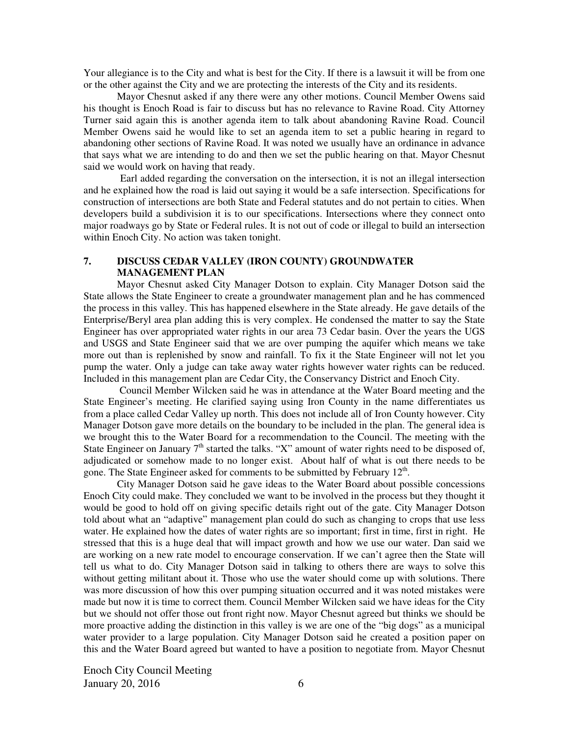Your allegiance is to the City and what is best for the City. If there is a lawsuit it will be from one or the other against the City and we are protecting the interests of the City and its residents.

Mayor Chesnut asked if any there were any other motions. Council Member Owens said his thought is Enoch Road is fair to discuss but has no relevance to Ravine Road. City Attorney Turner said again this is another agenda item to talk about abandoning Ravine Road. Council Member Owens said he would like to set an agenda item to set a public hearing in regard to abandoning other sections of Ravine Road. It was noted we usually have an ordinance in advance that says what we are intending to do and then we set the public hearing on that. Mayor Chesnut said we would work on having that ready.

Earl added regarding the conversation on the intersection, it is not an illegal intersection and he explained how the road is laid out saying it would be a safe intersection. Specifications for construction of intersections are both State and Federal statutes and do not pertain to cities. When developers build a subdivision it is to our specifications. Intersections where they connect onto major roadways go by State or Federal rules. It is not out of code or illegal to build an intersection within Enoch City. No action was taken tonight.

## 7. DISCUSS CEDAR VALLEY (IRON COUNTY) GROUNDWATER MANAGEMENT PLAN

Mayor Chesnut asked City Manager Dotson to explain. City Manager Dotson said the State allows the State Engineer to create a groundwater management plan and he has commenced the process in this valley. This has happened elsewhere in the State already. He gave details of the Enterprise/Beryl area plan adding this is very complex. He condensed the matter to say the State Engineer has over appropriated water rights in our area 73 Cedar basin. Over the years the UGS and USGS and State Engineer said that we are over pumping the aquifer which means we take more out than is replenished by snow and rainfall. To fix it the State Engineer will not let you pump the water. Only a judge can take away water rights however water rights can be reduced. Included in this management plan are Cedar City, the Conservancy District and Enoch City.

Council Member Wilcken said he was in attendance at the Water Board meeting and the State Engineer's meeting. He clarified saying using Iron County in the name differentiates us from a place called Cedar Valley up north. This does not include all of Iron County however. City Manager Dotson gave more details on the boundary to be included in the plan. The general idea is we brought this to the Water Board for a recommendation to the Council. The meeting with the State Engineer on January 7th started the talks. "X" amount of water rights need to be disposed of, adjudicated or somehow made to no longer exist. About half of what is out there needs to be gone. The State Engineer asked for comments to be submitted by February 12th.

City Manager Dotson said he gave ideas to the Water Board about possible concessions Enoch City could make. They concluded we want to be involved in the process but they thought it would be good to hold off on giving specific details right out of the gate. City Manager Dotson told about what an "adaptive" management plan could do such as changing to crops that use less water. He explained how the dates of water rights are so important; first in time, first in right. He stressed that this is a huge deal that will impact growth and how we use our water. Dan said we are working on a new rate model to encourage conservation. If we can't agree then the State will tell us what to do. City Manager Dotson said in talking to others there are ways to solve this without getting militant about it. Those who use the water should come up with solutions. There was more discussion of how this over pumping situation occurred and it was noted mistakes were made but now it is time to correct them. Council Member Wilcken said we have ideas for the City but we should not offer those out front right now. Mayor Chesnut agreed but thinks we should be more proactive adding the distinction in this valley is we are one of the "big dogs" as a municipal water provider to a large population. City Manager Dotson said he created a position paper on this and the Water Board agreed but wanted to have a position to negotiate from. Mayor Chesnut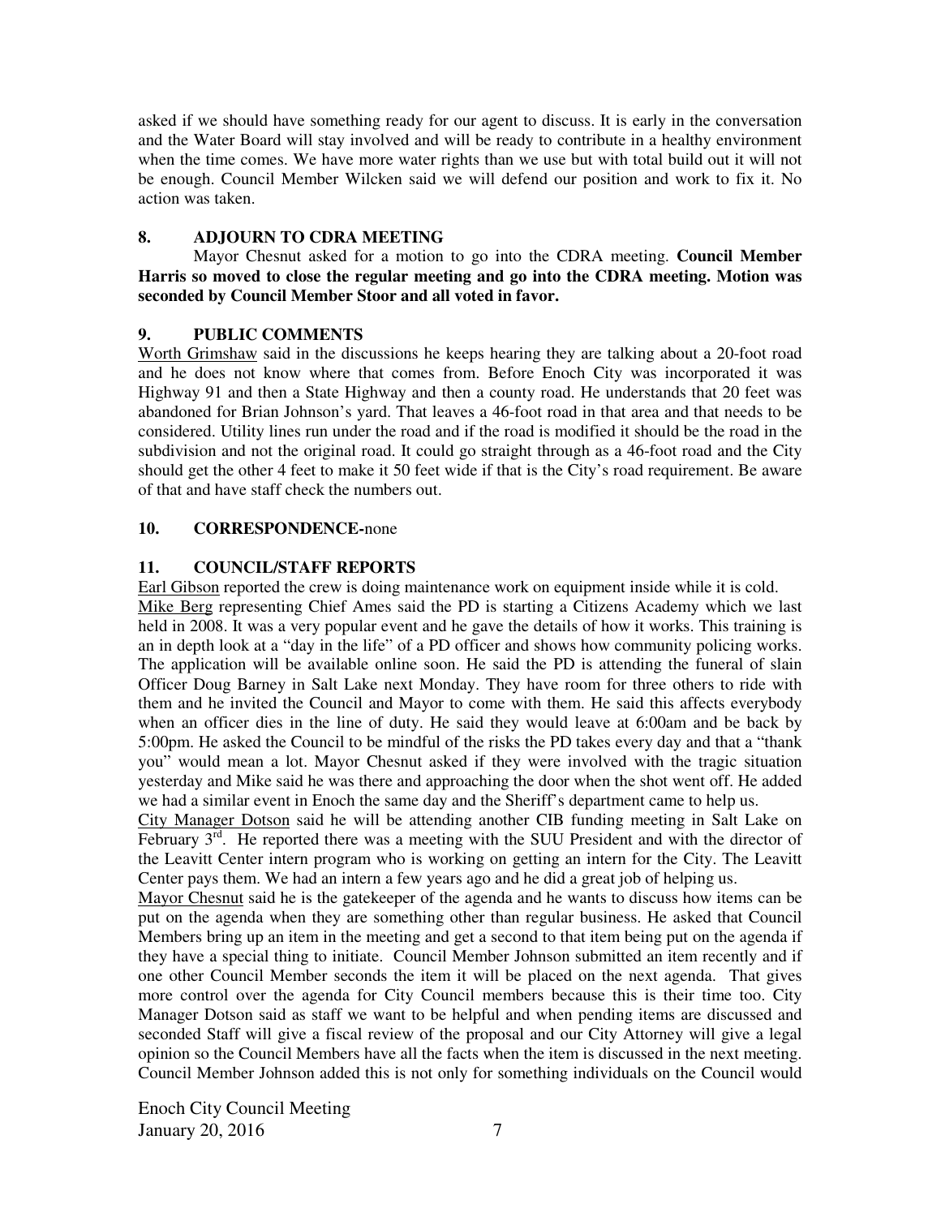asked if we should have something ready for our agent to discuss. It is early in the conversation and the Water Board will stay involved and will be ready to contribute in a healthy environment when the time comes. We have more water rights than we use but with total build out it will not be enough. Council Member Wilcken said we will defend our position and work to fix it. No action was taken.

## 8. ADJOURN TO CDRA MEETING

Mayor Chesnut asked for a motion to go into the CDRA meeting. **Council Member Harris so moved to close the regular meeting and go into the CDRA meeting. Motion was seconded by Council Member Stoor and all voted in favor.**

## 9. PUBLIC COMMENTS

Worth Grimshaw said in the discussions he keeps hearing they are talking about a 20-foot road and he does not know where that comes from. Before Enoch City was incorporated it was Highway 91 and then a State Highway and then a county road. He understands that 20 feet was abandoned for Brian Johnson's yard. That leaves a 46-foot road in that area and that needs to be considered. Utility lines run under the road and if the road is modified it should be the road in the subdivision and not the original road. It could go straight through as a 46-foot road and the City should get the other 4 feet to make it 50 feet wide if that is the City's road requirement. Be aware of that and have staff check the numbers out.

## 10. CORRESPONDENCE-none

## 11. COUNCIL/STAFF REPORTS

Earl Gibson reported the crew is doing maintenance work on equipment inside while it is cold.

Mike Berg representing Chief Ames said the PD is starting a Citizens Academy which we last held in 2008. It was a very popular event and he gave the details of how it works. This training is an in depth look at a "day in the life" of a PD officer and shows how community policing works. The application will be available online soon. He said the PD is attending the funeral of slain Officer Doug Barney in Salt Lake next Monday. They have room for three others to ride with them and he invited the Council and Mayor to come with them. He said this affects everybody when an officer dies in the line of duty. He said they would leave at 6:00am and be back by 5:00pm. He asked the Council to be mindful of the risks the PD takes every day and that a "thank you" would mean a lot. Mayor Chesnut asked if they were involved with the tragic situation yesterday and Mike said he was there and approaching the door when the shot went off. He added we had a similar event in Enoch the same day and the Sheriff's department came to help us.

City Manager Dotson said he will be attending another CIB funding meeting in Salt Lake on February 3rd. He reported there was a meeting with the SUU President and with the director of the Leavitt Center intern program who is working on getting an intern for the City. The Leavitt Center pays them. We had an intern a few years ago and he did a great job of helping us.

Mayor Chesnut said he is the gatekeeper of the agenda and he wants to discuss how items can be put on the agenda when they are something other than regular business. He asked that Council Members bring up an item in the meeting and get a second to that item being put on the agenda if they have a special thing to initiate. Council Member Johnson submitted an item recently and if one other Council Member seconds the item it will be placed on the next agenda. That gives more control over the agenda for City Council members because this is their time too. City Manager Dotson said as staff we want to be helpful and when pending items are discussed and seconded Staff will give a fiscal review of the proposal and our City Attorney will give a legal opinion so the Council Members have all the facts when the item is discussed in the next meeting. Council Member Johnson added this is not only for something individuals on the Council would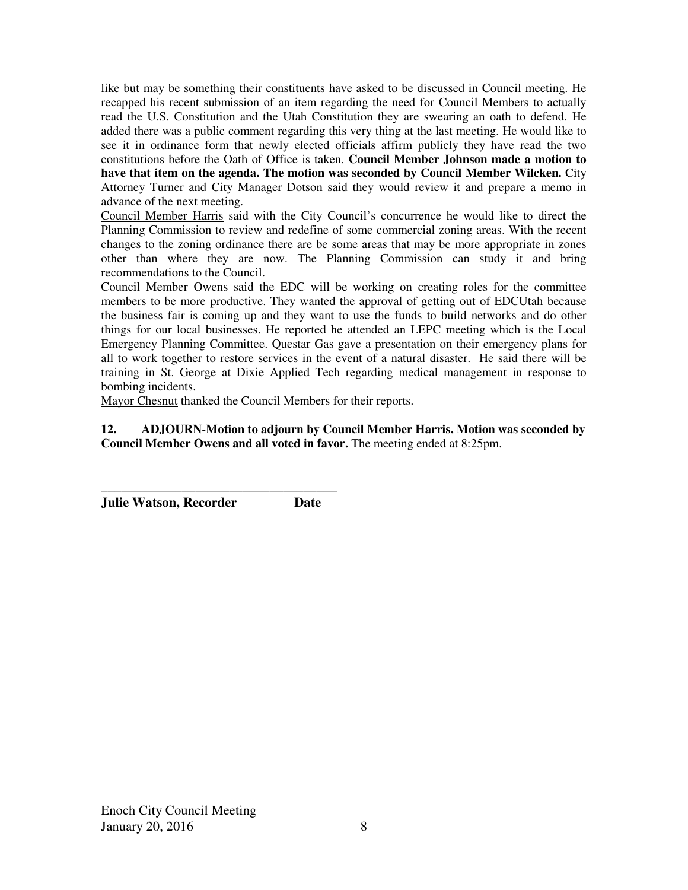like but may be something their constituents have asked to be discussed in Council meeting. He recapped his recent submission of an item regarding the need for Council Members to actually read the U.S. Constitution and the Utah Constitution they are swearing an oath to defend. He added there was a public comment regarding this very thing at the last meeting. He would like to see it in ordinance form that newly elected officials affirm publicly they have read the two constitutions before the Oath of Office is taken. **Council Member Johnson made a motion to have that item on the agenda. The motion was seconded by Council Member Wilcken.** City Attorney Turner and City Manager Dotson said they would review it and prepare a memo in advance of the next meeting.

Council Member Harris said with the City Council's concurrence he would like to direct the Planning Commission to review and redefine of some commercial zoning areas. With the recent changes to the zoning ordinance there are be some areas that may be more appropriate in zones other than where they are now. The Planning Commission can study it and bring recommendations to the Council.

Council Member Owens said the EDC will be working on creating roles for the committee members to be more productive. They wanted the approval of getting out of EDCUtah because the business fair is coming up and they want to use the funds to build networks and do other things for our local businesses. He reported he attended an LEPC meeting which is the Local Emergency Planning Committee. Questar Gas gave a presentation on their emergency plans for all to work together to restore services in the event of a natural disaster. He said there will be training in St. George at Dixie Applied Tech regarding medical management in response to bombing incidents.

Mayor Chesnut thanked the Council Members for their reports.

**12. ADJOURN-Motion to adjourn by Council Member Harris. Motion was seconded by Council Member Owens and all voted in favor.** The meeting ended at 8:25pm.

\_\_\_\_\_\_\_\_\_\_\_\_\_\_\_\_\_\_\_\_\_\_\_\_\_\_\_\_\_\_\_\_\_\_\_\_\_

**Julie Watson, Recorder Date**